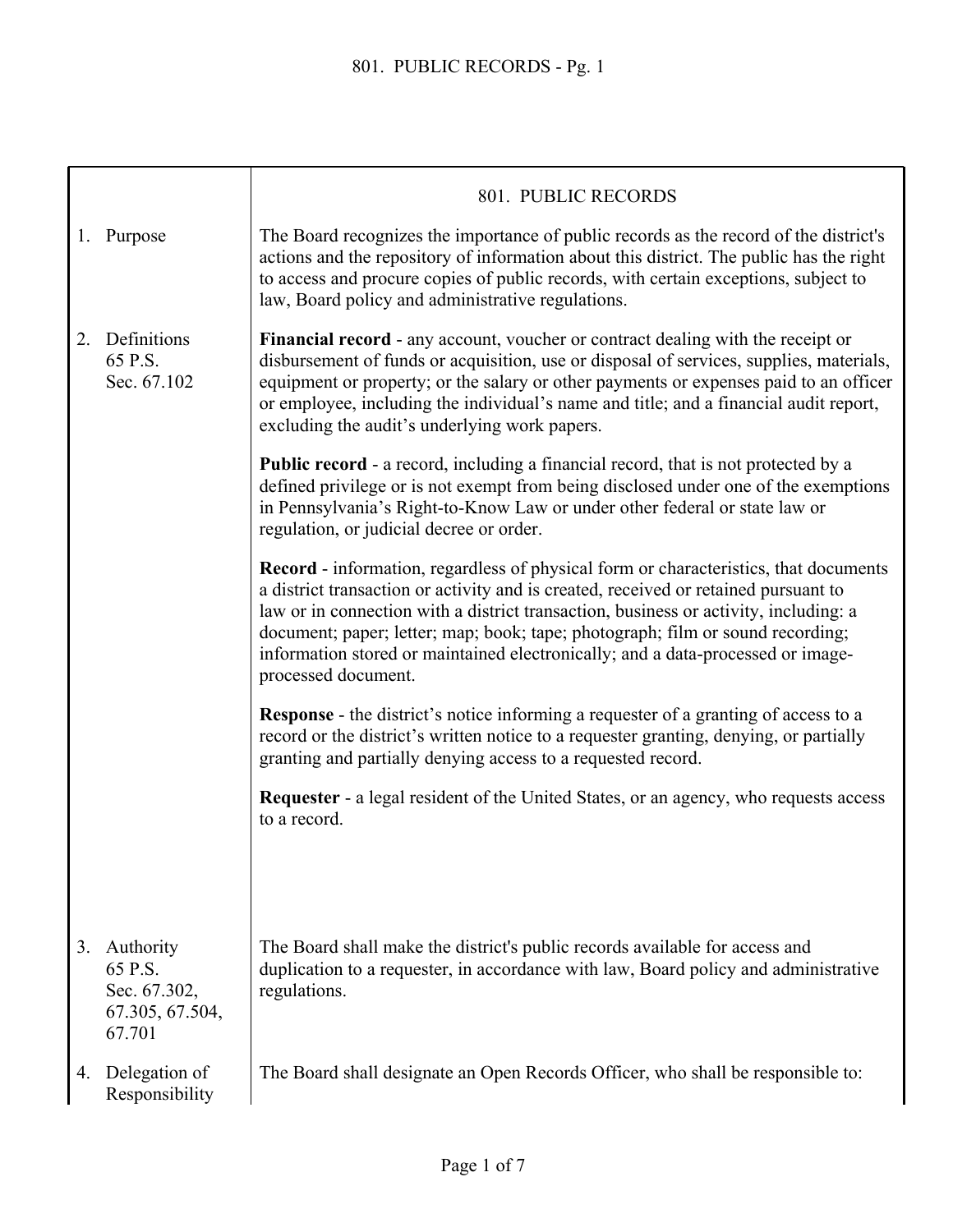# 801. PUBLIC RECORDS

## 1. Purpose

The Board recognizes the importance of public records as the record of the district's actions and the repository of information about this district. The public has the right to access and procure copies of public records, with certain exceptions, subject to law, Board policy and administrative regulations.

## 2. Definitions

65 P.S. Sec. 67.102

**Financial record** - any account, voucher or contract dealing with the receipt or disbursement of funds or acquisition, use or disposal of services, supplies, materials, equipment or property; or the salary or other payments or expenses paid to an officer or employee, including the individual's name and title; and a financial audit report, excluding the audit's underlying work papers.

**Public record** - a record, including a financial record, that is not protected by a defined privilege or is not exempt from being disclosed under one of the exemptions in Pennsylvania's Right-to-Know Law or under other federal or state law or regulation, or judicial decree or order.

**Record** - information, regardless of physical form or characteristics, that documents a district transaction or activity and is created, received or retained pursuant to law or in connection with a district transaction, business or activity, including: a document; paper; letter; map; book; tape; photograph; film or sound recording; information stored or maintained electronically; and a data-processed or image-processed document.

**Response** - the district's notice informing a requester of a granting of access to a record or the district's written notice to a requester granting, denying, or partially granting and partially denying access to a requested record.

**Requester** - a legal resident of the United States, or an agency, who requests access to a record.

## 3. Authority

65 P.S. Sec. 67.302, 67.305, 67.504, 67.701

The Board shall make the district's public records available for access and duplication to a requester, in accordance with law, Board policy and administrative regulations.

## 4. Delegation of Responsibility

The Board shall designate an Open Records Officer, who shall be responsible to: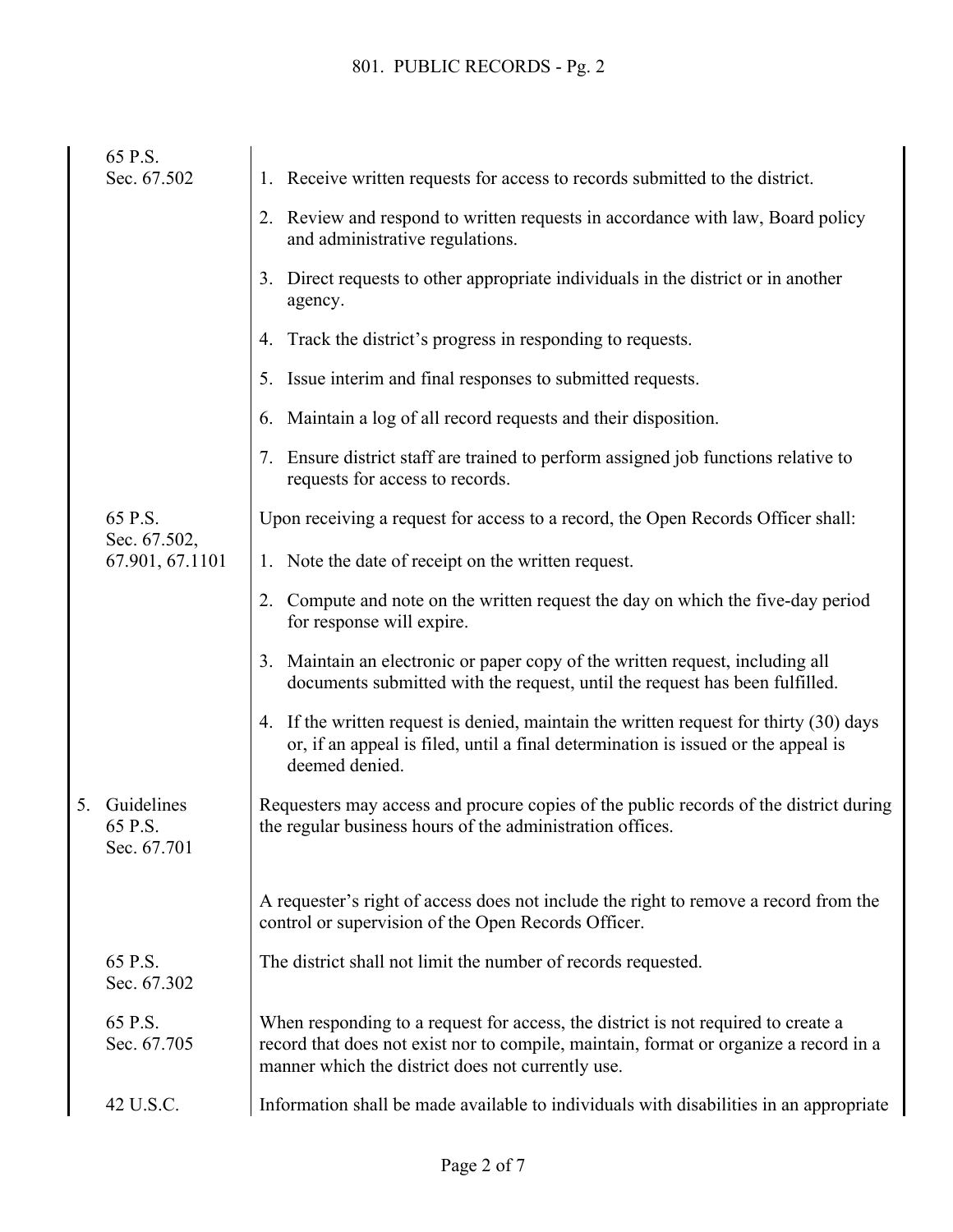65 P.S. Sec. 67.502

1. Receive written requests for access to records submitted to the district.
2. Review and respond to written requests in accordance with law, Board policy and administrative regulations.
3. Direct requests to other appropriate individuals in the district or in another agency.
4. Track the district's progress in responding to requests.
5. Issue interim and final responses to submitted requests.
6. Maintain a log of all record requests and their disposition.
7. Ensure district staff are trained to perform assigned job functions relative to requests for access to records.

65 P.S. Sec. 67.502, 67.901, 67.1101

Upon receiving a request for access to a record, the Open Records Officer shall:

1. Note the date of receipt on the written request.
2. Compute and note on the written request the day on which the five-day period for response will expire.
3. Maintain an electronic or paper copy of the written request, including all documents submitted with the request, until the request has been fulfilled.
4. If the written request is denied, maintain the written request for thirty (30) days or, if an appeal is filed, until a final determination is issued or the appeal is deemed denied.

## 5. Guidelines

65 P.S. Sec. 67.701

Requesters may access and procure copies of the public records of the district during the regular business hours of the administration offices.

A requester's right of access does not include the right to remove a record from the control or supervision of the Open Records Officer.

65 P.S. Sec. 67.302

The district shall not limit the number of records requested.

65 P.S. Sec. 67.705

When responding to a request for access, the district is not required to create a record that does not exist nor to compile, maintain, format or organize a record in a manner which the district does not currently use.

42 U.S.C.

Information shall be made available to individuals with disabilities in an appropriate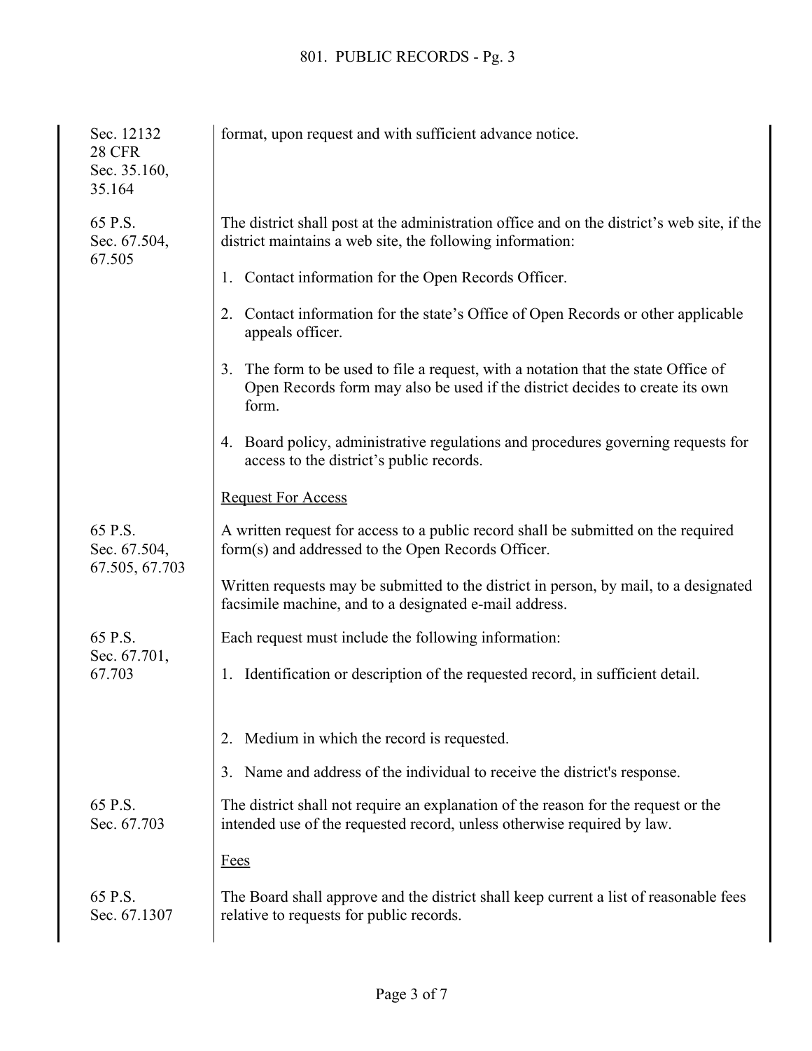Sec. 12132
28 CFR
Sec. 35.160,
35.164

format, upon request and with sufficient advance notice.

65 P.S.
Sec. 67.504,
67.505

The district shall post at the administration office and on the district's web site, if the district maintains a web site, the following information:

1. Contact information for the Open Records Officer.

2. Contact information for the state's Office of Open Records or other applicable appeals officer.

3. The form to be used to file a request, with a notation that the state Office of Open Records form may also be used if the district decides to create its own form.

4. Board policy, administrative regulations and procedures governing requests for access to the district's public records.

<u>Request For Access</u>

65 P.S.
Sec. 67.504,
67.505, 67.703

A written request for access to a public record shall be submitted on the required form(s) and addressed to the Open Records Officer.

Written requests may be submitted to the district in person, by mail, to a designated facsimile machine, and to a designated e-mail address.

65 P.S.
Sec. 67.701,
67.703

Each request must include the following information:

1. Identification or description of the requested record, in sufficient detail.

2. Medium in which the record is requested.

3. Name and address of the individual to receive the district's response.

65 P.S.
Sec. 67.703

The district shall not require an explanation of the reason for the request or the intended use of the requested record, unless otherwise required by law.

<u>Fees</u>

65 P.S.
Sec. 67.1307

The Board shall approve and the district shall keep current a list of reasonable fees relative to requests for public records.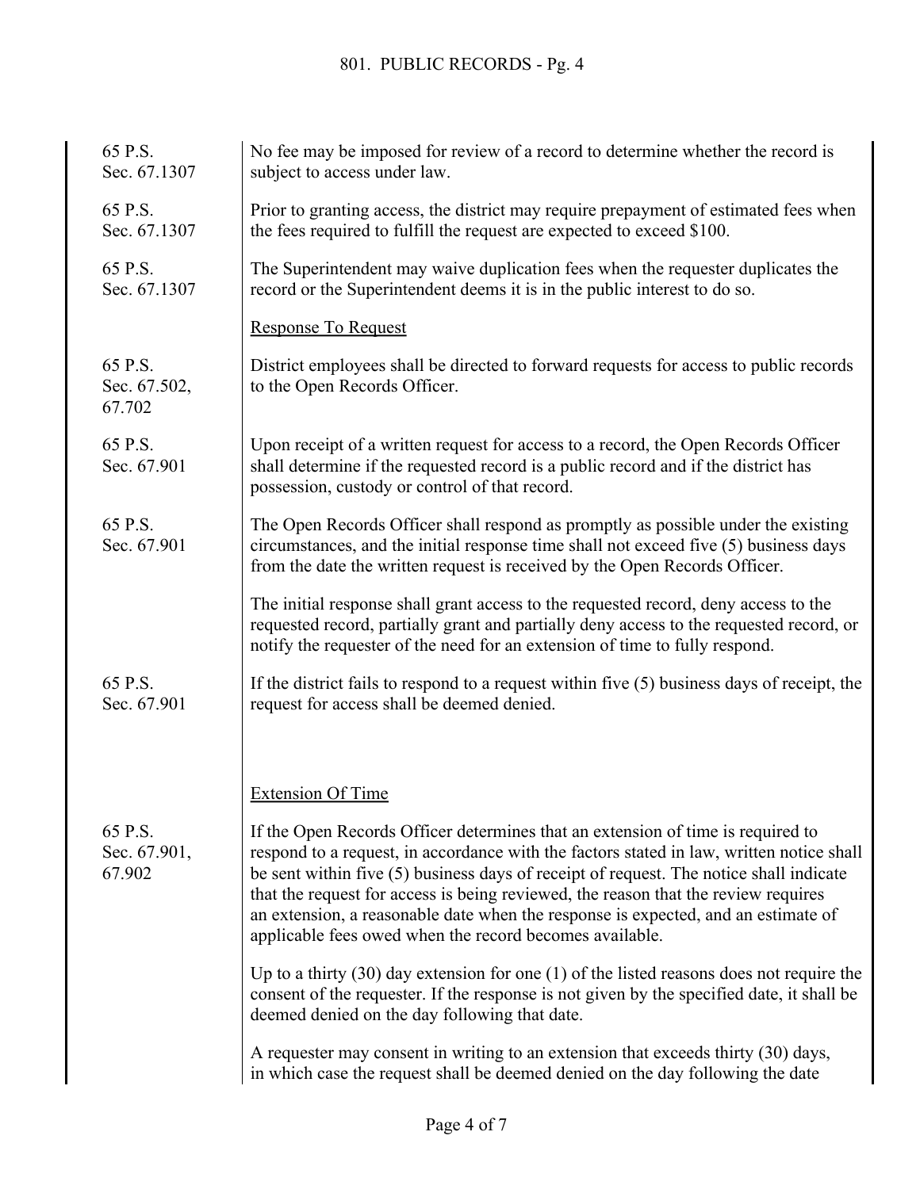| | |
|---|---|
| 65 P.S. Sec. 67.1307 | No fee may be imposed for review of a record to determine whether the record is subject to access under law. |
| 65 P.S. Sec. 67.1307 | Prior to granting access, the district may require prepayment of estimated fees when the fees required to fulfill the request are expected to exceed $100. |
| 65 P.S. Sec. 67.1307 | The Superintendent may waive duplication fees when the requester duplicates the record or the Superintendent deems it is in the public interest to do so. |

<u>Response To Request</u>

| | |
|---|---|
| 65 P.S. Sec. 67.502, 67.702 | District employees shall be directed to forward requests for access to public records to the Open Records Officer. |
| 65 P.S. Sec. 67.901 | Upon receipt of a written request for access to a record, the Open Records Officer shall determine if the requested record is a public record and if the district has possession, custody or control of that record. |
| 65 P.S. Sec. 67.901 | The Open Records Officer shall respond as promptly as possible under the existing circumstances, and the initial response time shall not exceed five (5) business days from the date the written request is received by the Open Records Officer. |
| | The initial response shall grant access to the requested record, deny access to the requested record, partially grant and partially deny access to the requested record, or notify the requester of the need for an extension of time to fully respond. |
| 65 P.S. Sec. 67.901 | If the district fails to respond to a request within five (5) business days of receipt, the request for access shall be deemed denied. |

<u>Extension Of Time</u>

| | |
|---|---|
| 65 P.S. Sec. 67.901, 67.902 | If the Open Records Officer determines that an extension of time is required to respond to a request, in accordance with the factors stated in law, written notice shall be sent within five (5) business days of receipt of request. The notice shall indicate that the request for access is being reviewed, the reason that the review requires an extension, a reasonable date when the response is expected, and an estimate of applicable fees owed when the record becomes available. |
| | Up to a thirty (30) day extension for one (1) of the listed reasons does not require the consent of the requester. If the response is not given by the specified date, it shall be deemed denied on the day following that date. |
| | A requester may consent in writing to an extension that exceeds thirty (30) days, in which case the request shall be deemed denied on the day following the date |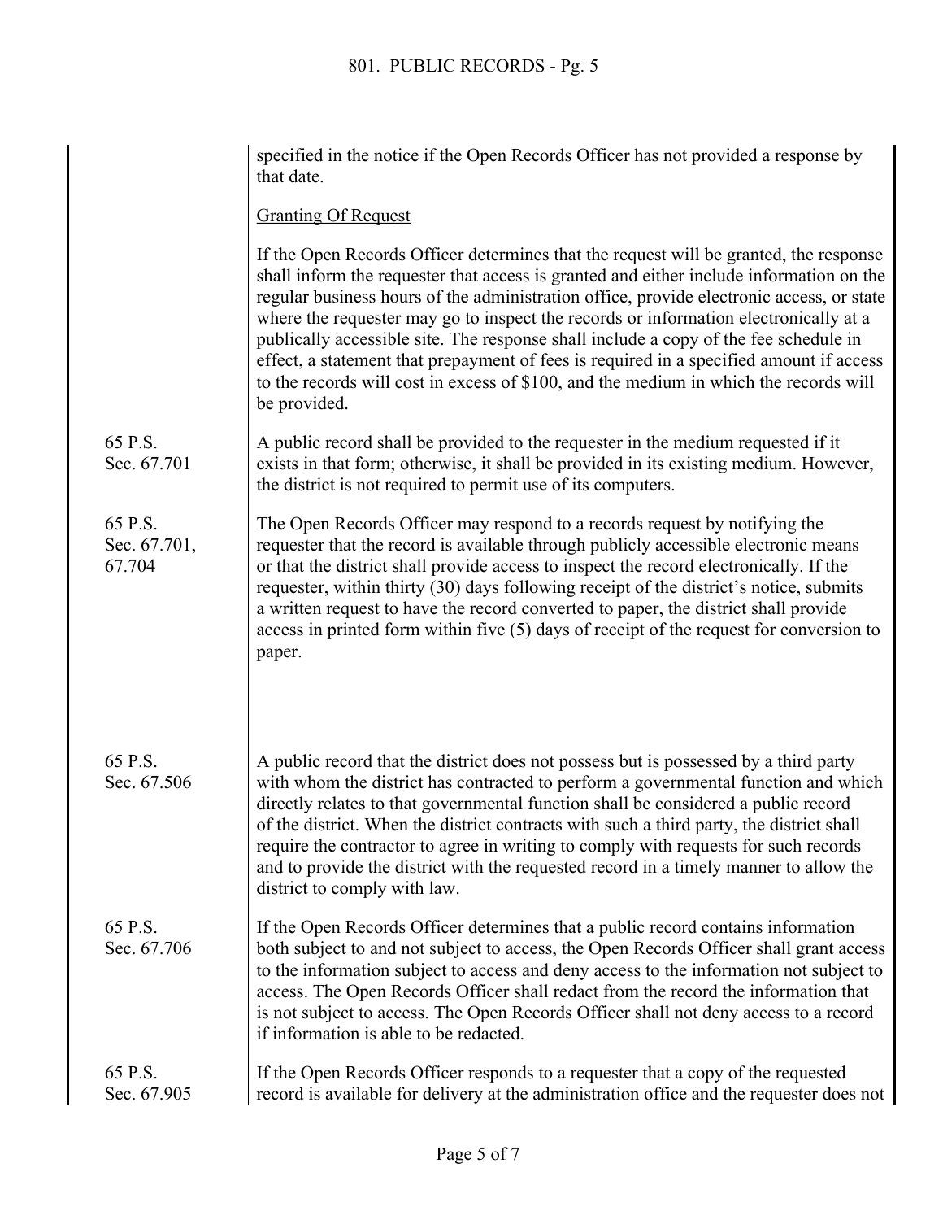specified in the notice if the Open Records Officer has not provided a response by that date.

Granting Of Request

If the Open Records Officer determines that the request will be granted, the response shall inform the requester that access is granted and either include information on the regular business hours of the administration office, provide electronic access, or state where the requester may go to inspect the records or information electronically at a publically accessible site. The response shall include a copy of the fee schedule in effect, a statement that prepayment of fees is required in a specified amount if access to the records will cost in excess of $100, and the medium in which the records will be provided.

65 P.S. Sec. 67.701

A public record shall be provided to the requester in the medium requested if it exists in that form; otherwise, it shall be provided in its existing medium. However, the district is not required to permit use of its computers.

65 P.S. Sec. 67.701, 67.704

The Open Records Officer may respond to a records request by notifying the requester that the record is available through publicly accessible electronic means or that the district shall provide access to inspect the record electronically. If the requester, within thirty (30) days following receipt of the district's notice, submits a written request to have the record converted to paper, the district shall provide access in printed form within five (5) days of receipt of the request for conversion to paper.

65 P.S. Sec. 67.506

A public record that the district does not possess but is possessed by a third party with whom the district has contracted to perform a governmental function and which directly relates to that governmental function shall be considered a public record of the district. When the district contracts with such a third party, the district shall require the contractor to agree in writing to comply with requests for such records and to provide the district with the requested record in a timely manner to allow the district to comply with law.

65 P.S. Sec. 67.706

If the Open Records Officer determines that a public record contains information both subject to and not subject to access, the Open Records Officer shall grant access to the information subject to access and deny access to the information not subject to access. The Open Records Officer shall redact from the record the information that is not subject to access. The Open Records Officer shall not deny access to a record if information is able to be redacted.

65 P.S. Sec. 67.905

If the Open Records Officer responds to a requester that a copy of the requested record is available for delivery at the administration office and the requester does not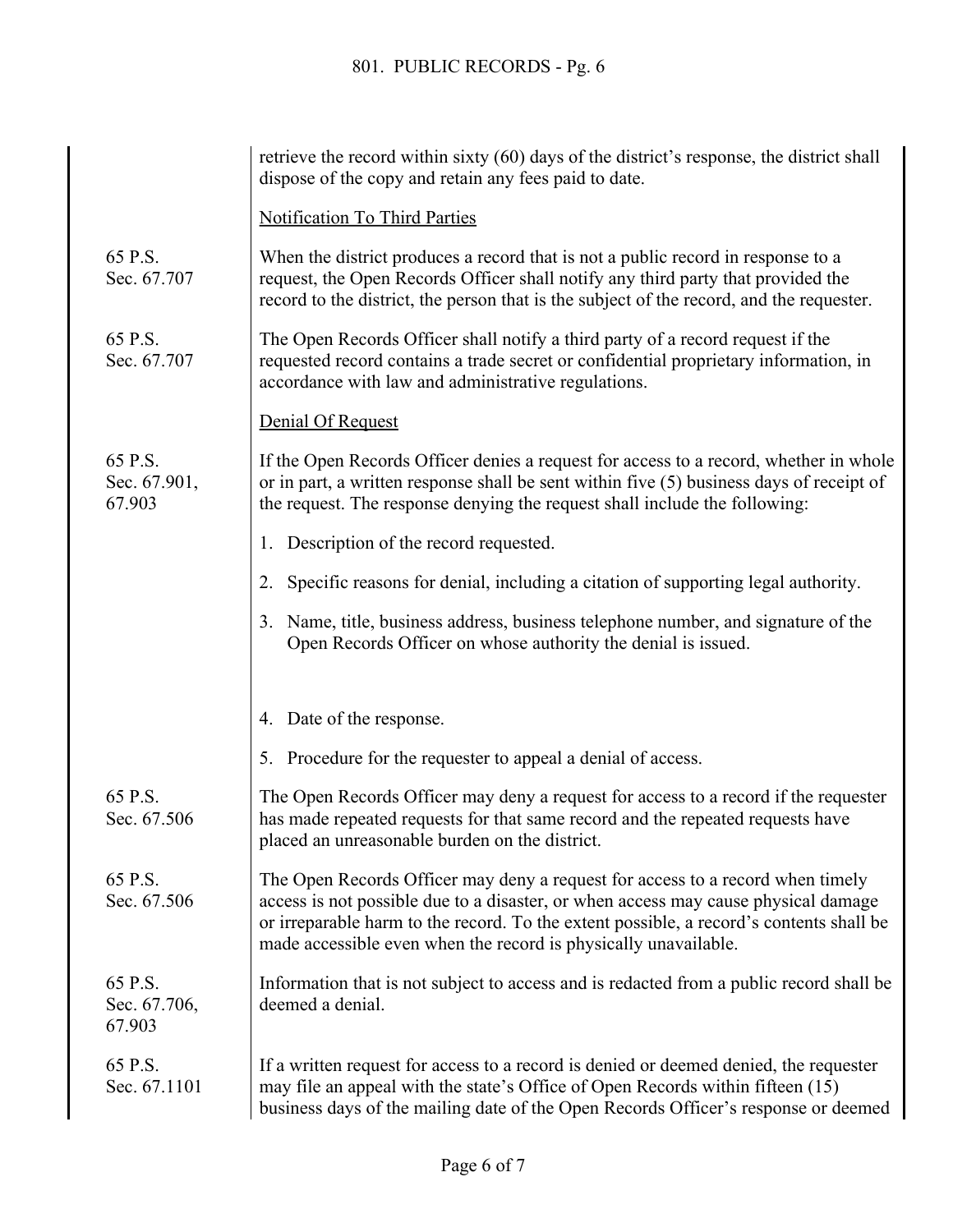retrieve the record within sixty (60) days of the district's response, the district shall dispose of the copy and retain any fees paid to date.

Notification To Third Parties

65 P.S. Sec. 67.707

When the district produces a record that is not a public record in response to a request, the Open Records Officer shall notify any third party that provided the record to the district, the person that is the subject of the record, and the requester.

65 P.S. Sec. 67.707

The Open Records Officer shall notify a third party of a record request if the requested record contains a trade secret or confidential proprietary information, in accordance with law and administrative regulations.

Denial Of Request

65 P.S. Sec. 67.901, 67.903

If the Open Records Officer denies a request for access to a record, whether in whole or in part, a written response shall be sent within five (5) business days of receipt of the request. The response denying the request shall include the following:

1. Description of the record requested.
2. Specific reasons for denial, including a citation of supporting legal authority.
3. Name, title, business address, business telephone number, and signature of the Open Records Officer on whose authority the denial is issued.
4. Date of the response.
5. Procedure for the requester to appeal a denial of access.

65 P.S. Sec. 67.506

The Open Records Officer may deny a request for access to a record if the requester has made repeated requests for that same record and the repeated requests have placed an unreasonable burden on the district.

65 P.S. Sec. 67.506

The Open Records Officer may deny a request for access to a record when timely access is not possible due to a disaster, or when access may cause physical damage or irreparable harm to the record. To the extent possible, a record's contents shall be made accessible even when the record is physically unavailable.

65 P.S. Sec. 67.706, 67.903

Information that is not subject to access and is redacted from a public record shall be deemed a denial.

65 P.S. Sec. 67.1101

If a written request for access to a record is denied or deemed denied, the requester may file an appeal with the state's Office of Open Records within fifteen (15) business days of the mailing date of the Open Records Officer's response or deemed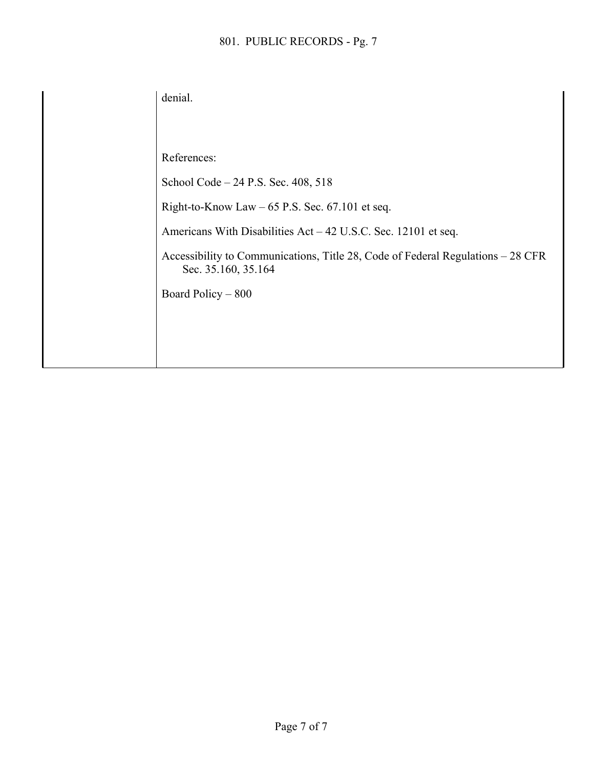denial.

References:

School Code – 24 P.S. Sec. 408, 518

Right-to-Know Law – 65 P.S. Sec. 67.101 et seq.

Americans With Disabilities Act – 42 U.S.C. Sec. 12101 et seq.

Accessibility to Communications, Title 28, Code of Federal Regulations – 28 CFR Sec. 35.160, 35.164

Board Policy – 800